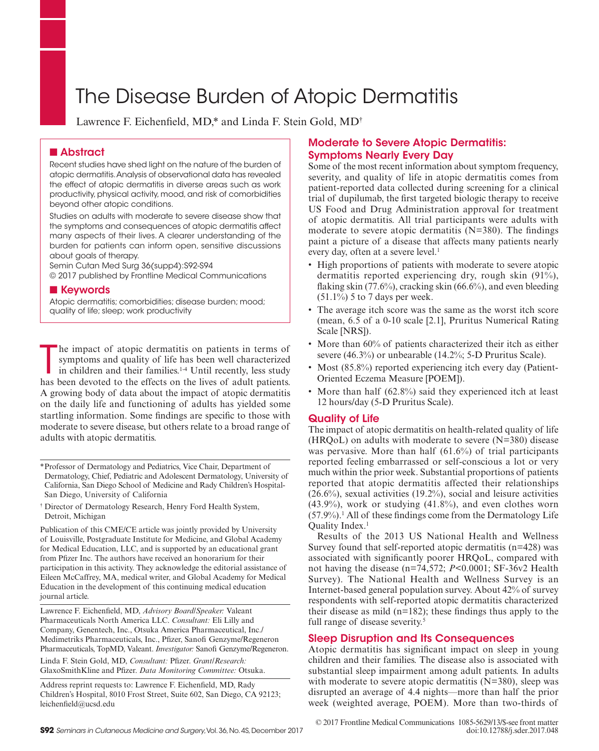# The Disease Burden of Atopic Dermatitis

Lawrence F. Eichenfield, MD,* and Linda F. Stein Gold, MD†

## Abstract

Recent studies have shed light on the nature of the burden of atopic dermatitis. Analysis of observational data has revealed the effect of atopic dermatitis in diverse areas such as work productivity, physical activity, mood, and risk of comorbidities beyond other atopic conditions.

Studies on adults with moderate to severe disease show that the symptoms and consequences of atopic dermatitis affect many aspects of their lives. A clearer understanding of the burden for patients can inform open, sensitive discussions about goals of therapy.

Semin Cutan Med Surg 36(supp4):S92-S94
© 2017 published by Frontline Medical Communications

## Keywords

Atopic dermatitis; comorbidities; disease burden; mood; quality of life; sleep; work productivity

The impact of atopic dermatitis on patients in terms of symptoms and quality of life has been well characterized in children and their families.[1-4] Until recently, less study has been devoted to the effects on the lives of adult patients. A growing body of data about the impact of atopic dermatitis on the daily life and functioning of adults has yielded some startling information. Some findings are specific to those with moderate to severe disease, but others relate to a broad range of adults with atopic dermatitis.

*Professor of Dermatology and Pediatrics, Vice Chair, Department of Dermatology, Chief, Pediatric and Adolescent Dermatology, University of California, San Diego School of Medicine and Rady Children's Hospital-San Diego, University of California

† Director of Dermatology Research, Henry Ford Health System, Detroit, Michigan

Publication of this CME/CE article was jointly provided by University of Louisville, Postgraduate Institute for Medicine, and Global Academy for Medical Education, LLC, and is supported by an educational grant from Pfizer Inc. The authors have received an honorarium for their participation in this activity. They acknowledge the editorial assistance of Eileen McCaffrey, MA, medical writer, and Global Academy for Medical Education in the development of this continuing medical education journal article.

Lawrence F. Eichenfield, MD, *Advisory Board/Speaker:* Valeant Pharmaceuticals North America LLC. *Consultant:* Eli Lilly and Company, Genentech, Inc., Otsuka America Pharmaceutical, Inc./Medimetriks Pharmaceuticals, Inc., Pfizer, Sanofi Genzyme/Regeneron Pharmaceuticals, TopMD, Valeant. *Investigator:* Sanofi Genzyme/Regeneron.

Linda F. Stein Gold, MD, *Consultant:* Pfizer. *Grant/Research:* GlaxoSmithKline and Pfizer. *Data Monitoring Committee:* Otsuka.

Address reprint requests to: Lawrence F. Eichenfield, MD, Rady Children's Hospital, 8010 Frost Street, Suite 602, San Diego, CA 92123; leichenfield@ucsd.edu

## Moderate to Severe Atopic Dermatitis: Symptoms Nearly Every Day

Some of the most recent information about symptom frequency, severity, and quality of life in atopic dermatitis comes from patient-reported data collected during screening for a clinical trial of dupilumab, the first targeted biologic therapy to receive US Food and Drug Administration approval for treatment of atopic dermatitis. All trial participants were adults with moderate to severe atopic dermatitis (N=380). The findings paint a picture of a disease that affects many patients nearly every day, often at a severe level.[1]

- High proportions of patients with moderate to severe atopic dermatitis reported experiencing dry, rough skin (91%), flaking skin (77.6%), cracking skin (66.6%), and even bleeding (51.1%) 5 to 7 days per week.
- The average itch score was the same as the worst itch score (mean, 6.5 of a 0-10 scale [2.1], Pruritus Numerical Rating Scale [NRS]).
- More than 60% of patients characterized their itch as either severe (46.3%) or unbearable (14.2%; 5-D Pruritus Scale).
- Most (85.8%) reported experiencing itch every day (Patient-Oriented Eczema Measure [POEM]).
- More than half (62.8%) said they experienced itch at least 12 hours/day (5-D Pruritus Scale).

## Quality of Life

The impact of atopic dermatitis on health-related quality of life (HRQoL) on adults with moderate to severe (N=380) disease was pervasive. More than half (61.6%) of trial participants reported feeling embarrassed or self-conscious a lot or very much within the prior week. Substantial proportions of patients reported that atopic dermatitis affected their relationships (26.6%), sexual activities (19.2%), social and leisure activities (43.9%), work or studying (41.8%), and even clothes worn (57.9%).[1] All of these findings come from the Dermatology Life Quality Index.[1]

Results of the 2013 US National Health and Wellness Survey found that self-reported atopic dermatitis (n=428) was associated with significantly poorer HRQoL, compared with not having the disease (n=74,572; $P<0.0001$; SF-36v2 Health Survey). The National Health and Wellness Survey is an Internet-based general population survey. About 42% of survey respondents with self-reported atopic dermatitis characterized their disease as mild (n=182); these findings thus apply to the full range of disease severity.[5]

## Sleep Disruption and Its Consequences

Atopic dermatitis has significant impact on sleep in young children and their families. The disease also is associated with substantial sleep impairment among adult patients. In adults with moderate to severe atopic dermatitis (N=380), sleep was disrupted an average of 4.4 nights—more than half the prior week (weighted average, POEM). More than two-thirds of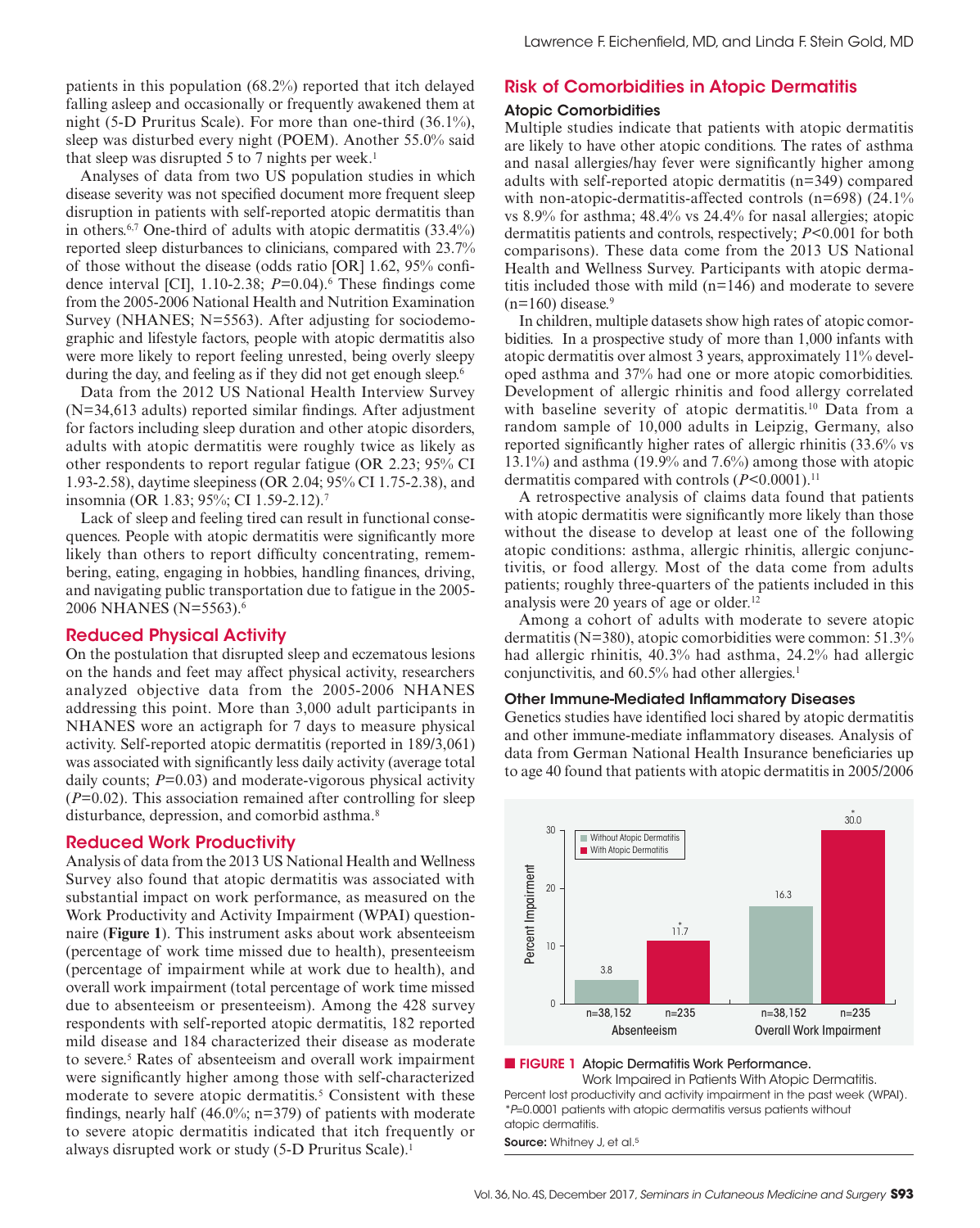patients in this population (68.2%) reported that itch delayed falling asleep and occasionally or frequently awakened them at night (5-D Pruritus Scale). For more than one-third (36.1%), sleep was disturbed every night (POEM). Another 55.0% said that sleep was disrupted 5 to 7 nights per week.[1]

Analyses of data from two US population studies in which disease severity was not specified document more frequent sleep disruption in patients with self-reported atopic dermatitis than in others.[6,7] One-third of adults with atopic dermatitis (33.4%) reported sleep disturbances to clinicians, compared with 23.7% of those without the disease (odds ratio [OR] 1.62, 95% confidence interval [CI], 1.10-2.38; $P$=0.04).[6] These findings come from the 2005-2006 National Health and Nutrition Examination Survey (NHANES; N=5563). After adjusting for sociodemographic and lifestyle factors, people with atopic dermatitis also were more likely to report feeling unrested, being overly sleepy during the day, and feeling as if they did not get enough sleep.[6]

Data from the 2012 US National Health Interview Survey (N=34,613 adults) reported similar findings. After adjustment for factors including sleep duration and other atopic disorders, adults with atopic dermatitis were roughly twice as likely as other respondents to report regular fatigue (OR 2.23; 95% CI 1.93-2.58), daytime sleepiness (OR 2.04; 95% CI 1.75-2.38), and insomnia (OR 1.83; 95%; CI 1.59-2.12).[7]

Lack of sleep and feeling tired can result in functional consequences. People with atopic dermatitis were significantly more likely than others to report difficulty concentrating, remembering, eating, engaging in hobbies, handling finances, driving, and navigating public transportation due to fatigue in the 2005-2006 NHANES (N=5563).[6]

## Reduced Physical Activity

On the postulation that disrupted sleep and eczematous lesions on the hands and feet may affect physical activity, researchers analyzed objective data from the 2005-2006 NHANES addressing this point. More than 3,000 adult participants in NHANES wore an actigraph for 7 days to measure physical activity. Self-reported atopic dermatitis (reported in 189/3,061) was associated with significantly less daily activity (average total daily counts; $P$=0.03) and moderate-vigorous physical activity ($P$=0.02). This association remained after controlling for sleep disturbance, depression, and comorbid asthma.[8]

## Reduced Work Productivity

Analysis of data from the 2013 US National Health and Wellness Survey also found that atopic dermatitis was associated with substantial impact on work performance, as measured on the Work Productivity and Activity Impairment (WPAI) questionnaire (**Figure 1**). This instrument asks about work absenteeism (percentage of work time missed due to health), presenteeism (percentage of impairment while at work due to health), and overall work impairment (total percentage of work time missed due to absenteeism or presenteeism). Among the 428 survey respondents with self-reported atopic dermatitis, 182 reported mild disease and 184 characterized their disease as moderate to severe.[5] Rates of absenteeism and overall work impairment were significantly higher among those with self-characterized moderate to severe atopic dermatitis.[5] Consistent with these findings, nearly half (46.0%; n=379) of patients with moderate to severe atopic dermatitis indicated that itch frequently or always disrupted work or study (5-D Pruritus Scale).[1]

## Risk of Comorbidities in Atopic Dermatitis

### Atopic Comorbidities

Multiple studies indicate that patients with atopic dermatitis are likely to have other atopic conditions. The rates of asthma and nasal allergies/hay fever were significantly higher among adults with self-reported atopic dermatitis (n=349) compared with non-atopic-dermatitis-affected controls (n=698) (24.1% vs 8.9% for asthma; 48.4% vs 24.4% for nasal allergies; atopic dermatitis patients and controls, respectively; $P$<0.001 for both comparisons). These data come from the 2013 US National Health and Wellness Survey. Participants with atopic dermatitis included those with mild (n=146) and moderate to severe (n=160) disease.[9]

In children, multiple datasets show high rates of atopic comorbidities. In a prospective study of more than 1,000 infants with atopic dermatitis over almost 3 years, approximately 11% developed asthma and 37% had one or more atopic comorbidities. Development of allergic rhinitis and food allergy correlated with baseline severity of atopic dermatitis.[10] Data from a random sample of 10,000 adults in Leipzig, Germany, also reported significantly higher rates of allergic rhinitis (33.6% vs 13.1%) and asthma (19.9% vs 7.6%) among those with atopic dermatitis compared with controls ($P$<0.0001).[11]

A retrospective analysis of claims data found that patients with atopic dermatitis were significantly more likely than those without the disease to develop at least one of the following atopic conditions: asthma, allergic rhinitis, allergic conjunctivitis, or food allergy. Most of the data come from adults patients; roughly three-quarters of the patients included in this analysis were 20 years of age or older.[12]

Among a cohort of adults with moderate to severe atopic dermatitis (N=380), atopic comorbidities were common: 51.3% had allergic rhinitis, 40.3% had asthma, 24.2% had allergic conjunctivitis, and 60.5% had other allergies.[1]

### Other Immune-Mediated Inflammatory Diseases

Genetics studies have identified loci shared by atopic dermatitis and other immune-mediate inflammatory diseases. Analysis of data from German National Health Insurance beneficiaries up to age 40 found that patients with atopic dermatitis in 2005/2006

| Percent Impairment | Without Atopic Dermatitis | With Atopic Dermatitis |
|---|---|---|
| Absenteeism | 3.8 (n=38,152) | 11.7* (n=235) |
| Overall Work Impairment | 16.3 (n=38,152) | 30.0* (n=235) |

**FIGURE 1** Atopic Dermatitis Work Performance. Work Impaired in Patients With Atopic Dermatitis.
Percent lost productivity and activity impairment in the past week (WPAI). *$P$=0.0001 patients with atopic dermatitis versus patients without atopic dermatitis.
**Source:** Whitney J, et al.[5]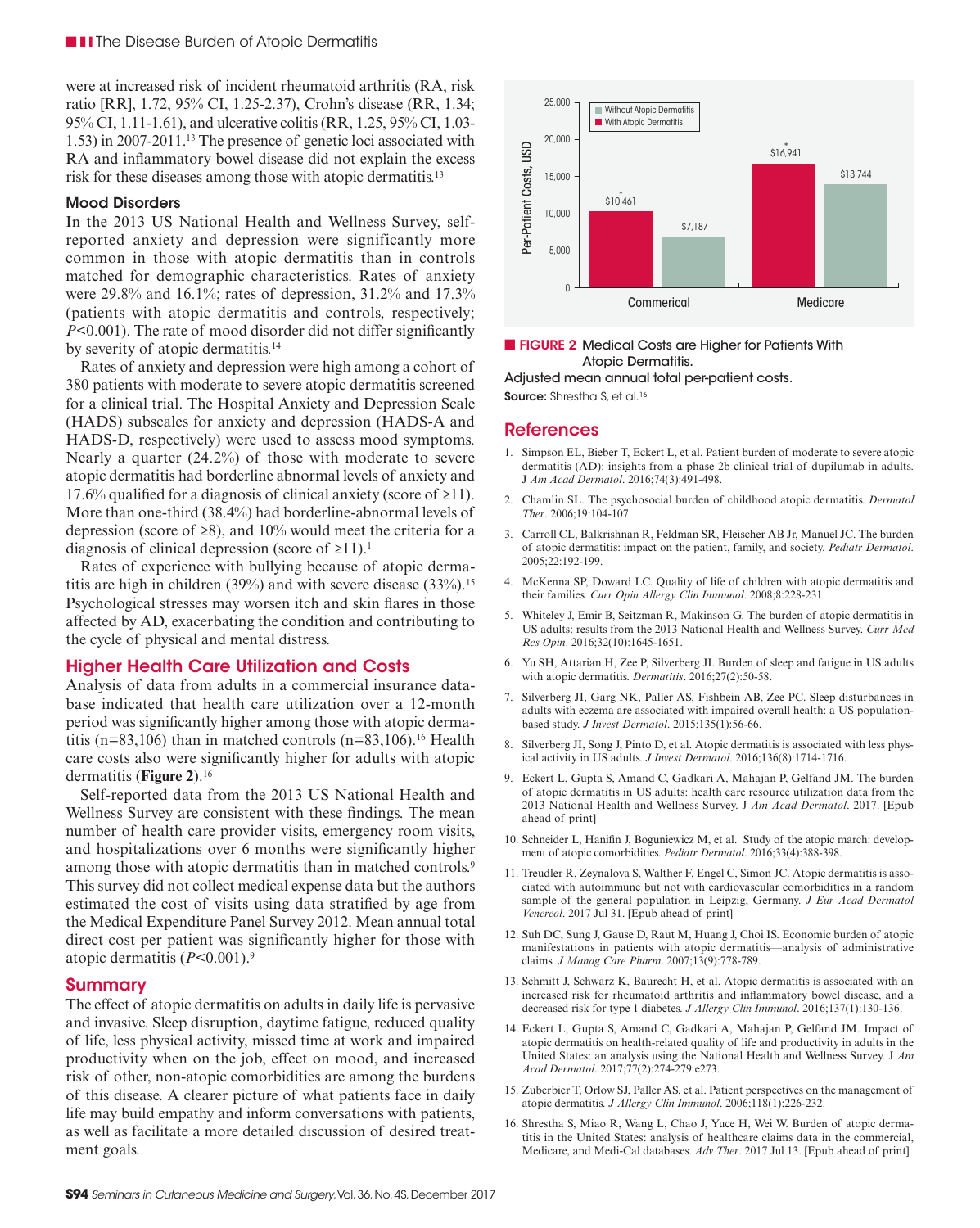were at increased risk of incident rheumatoid arthritis (RA, risk ratio [RR], 1.72, 95% CI, 1.25-2.37), Crohn's disease (RR, 1.34; 95% CI, 1.11-1.61), and ulcerative colitis (RR, 1.25, 95% CI, 1.03-1.53) in 2007-2011.[13] The presence of genetic loci associated with RA and inflammatory bowel disease did not explain the excess risk for these diseases among those with atopic dermatitis.[13]

### Mood Disorders

In the 2013 US National Health and Wellness Survey, self-reported anxiety and depression were significantly more common in those with atopic dermatitis than in controls matched for demographic characteristics. Rates of anxiety were 29.8% and 16.1%; rates of depression, 31.2% and 17.3% (patients with atopic dermatitis and controls, respectively; $P<0.001$). The rate of mood disorder did not differ significantly by severity of atopic dermatitis.[14]

Rates of anxiety and depression were high among a cohort of 380 patients with moderate to severe atopic dermatitis screened for a clinical trial. The Hospital Anxiety and Depression Scale (HADS) subscales for anxiety and depression (HADS-A and HADS-D, respectively) were used to assess mood symptoms. Nearly a quarter (24.2%) of those with moderate to severe atopic dermatitis had borderline abnormal levels of anxiety and 17.6% qualified for a diagnosis of clinical anxiety (score of ≥11). More than one-third (38.4%) had borderline-abnormal levels of depression (score of ≥8), and 10% would meet the criteria for a diagnosis of clinical depression (score of ≥11).[1]

Rates of experience with bullying because of atopic dermatitis are high in children (39%) and with severe disease (33%).[15] Psychological stresses may worsen itch and skin flares in those affected by AD, exacerbating the condition and contributing to the cycle of physical and mental distress.

## Higher Health Care Utilization and Costs

Analysis of data from adults in a commercial insurance database indicated that health care utilization over a 12-month period was significantly higher among those with atopic dermatitis (n=83,106) than in matched controls (n=83,106).[16] Health care costs also were significantly higher for adults with atopic dermatitis (**Figure 2**).[16]

Self-reported data from the 2013 US National Health and Wellness Survey are consistent with these findings. The mean number of health care provider visits, emergency room visits, and hospitalizations over 6 months were significantly higher among those with atopic dermatitis than in matched controls.[9] This survey did not collect medical expense data but the authors estimated the cost of visits using data stratified by age from the Medical Expenditure Panel Survey 2012. Mean annual total direct cost per patient was significantly higher for those with atopic dermatitis ($P<0.001$).[9]

## Summary

The effect of atopic dermatitis on adults in daily life is pervasive and invasive. Sleep disruption, daytime fatigue, reduced quality of life, less physical activity, missed time at work and impaired productivity when on the job, effect on mood, and increased risk of other, non-atopic comorbidities are among the burdens of this disease. A clearer picture of what patients face in daily life may build empathy and inform conversations with patients, as well as facilitate a more detailed discussion of desired treatment goals.

Without Atopic Dermatitis
With Atopic Dermatitis
Per-Patient Costs, USD
25,000
20,000
15,000
10,000
5,000
0
*$10,461
$7,187
*$16,941
$13,744
Commerical
Medicare

**FIGURE 2** Medical Costs are Higher for Patients With Atopic Dermatitis.
Adjusted mean annual total per-patient costs.
**Source:** Shrestha S, et al.[16]

## References

1. Simpson EL, Bieber T, Eckert L, et al. Patient burden of moderate to severe atopic dermatitis (AD): insights from a phase 2b clinical trial of dupilumab in adults. *J Am Acad Dermatol*. 2016;74(3):491-498.
2. Chamlin SL. The psychosocial burden of childhood atopic dermatitis. *Dermatol Ther*. 2006;19:104-107.
3. Carroll CL, Balkrishnan R, Feldman SR, Fleischer AB Jr, Manuel JC. The burden of atopic dermatitis: impact on the patient, family, and society. *Pediatr Dermatol*. 2005;22:192-199.
4. McKenna SP, Doward LC. Quality of life of children with atopic dermatitis and their families. *Curr Opin Allergy Clin Immunol*. 2008;8:228-231.
5. Whiteley J, Emir B, Seitzman R, Makinson G. The burden of atopic dermatitis in US adults: results from the 2013 National Health and Wellness Survey. *Curr Med Res Opin*. 2016;32(10):1645-1651.
6. Yu SH, Attarian H, Zee P, Silverberg JI. Burden of sleep and fatigue in US adults with atopic dermatitis. *Dermatitis*. 2016;27(2):50-58.
7. Silverberg JI, Garg NK, Paller AS, Fishbein AB, Zee PC. Sleep disturbances in adults with eczema are associated with impaired overall health: a US population-based study. *J Invest Dermatol*. 2015;135(1):56-66.
8. Silverberg JI, Song J, Pinto D, et al. Atopic dermatitis is associated with less physical activity in US adults. *J Invest Dermatol*. 2016;136(8):1714-1716.
9. Eckert L, Gupta S, Amand C, Gadkari A, Mahajan P, Gelfand JM. The burden of atopic dermatitis in US adults: health care resource utilization data from the 2013 National Health and Wellness Survey. *J Am Acad Dermatol*. 2017. [Epub ahead of print]
10. Schneider L, Hanifin J, Boguniewicz M, et al. Study of the atopic march: development of atopic comorbidities. *Pediatr Dermatol*. 2016;33(4):388-398.
11. Treudler R, Zeynalova S, Walther F, Engel C, Simon JC. Atopic dermatitis is associated with autoimmune but not with cardiovascular comorbidities in a random sample of the general population in Leipzig, Germany. *J Eur Acad Dermatol Venereol*. 2017 Jul 31. [Epub ahead of print]
12. Suh DC, Sung J, Gause D, Raut M, Huang J, Choi IS. Economic burden of atopic manifestations in patients with atopic dermatitis—analysis of administrative claims. *J Manag Care Pharm*. 2007;13(9):778-789.
13. Schmitt J, Schwarz K, Baurecht H, et al. Atopic dermatitis is associated with an increased risk for rheumatoid arthritis and inflammatory bowel disease, and a decreased risk for type 1 diabetes. *J Allergy Clin Immunol*. 2016;137(1):130-136.
14. Eckert L, Gupta S, Amand C, Gadkari A, Mahajan P, Gelfand JM. Impact of atopic dermatitis on health-related quality of life and productivity in adults in the United States: an analysis using the National Health and Wellness Survey. *J Am Acad Dermatol*. 2017;77(2):274-279.e273.
15. Zuberbier T, Orlow SJ, Paller AS, et al. Patient perspectives on the management of atopic dermatitis. *J Allergy Clin Immunol*. 2006;118(1):226-232.
16. Shrestha S, Miao R, Wang L, Chao J, Yuce H, Wei W. Burden of atopic dermatitis in the United States: analysis of healthcare claims data in the commercial, Medicare, and Medi-Cal databases. *Adv Ther*. 2017 Jul 13. [Epub ahead of print]